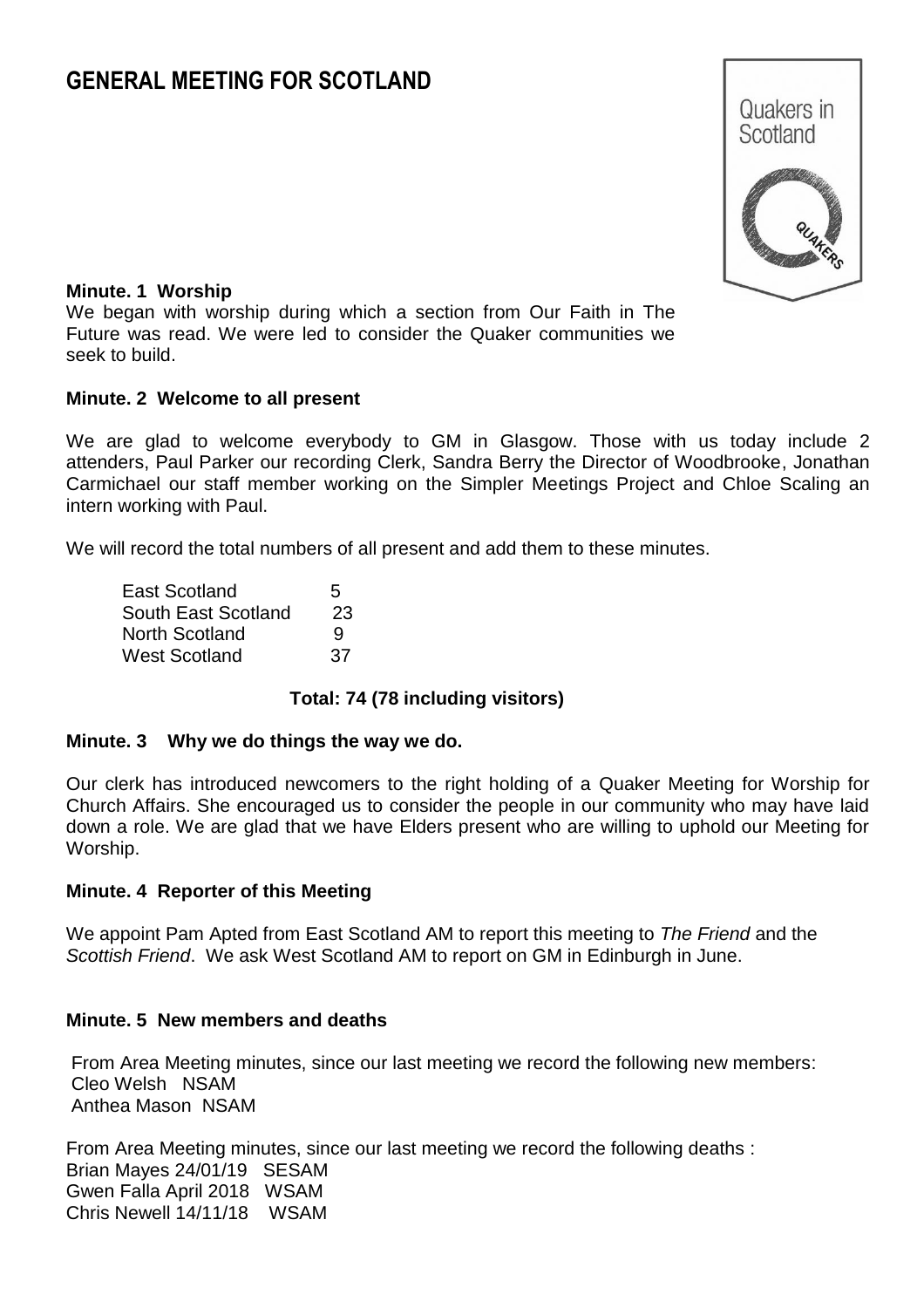# GENERAL MEETING FOR SCOTLAND

**Minute. 1 Worship**

We began with worship during which a section from Our Faith in The Future was read. We were led to consider the Quaker communities we seek to build.

**Minute. 2 Welcome to all present**

We are glad to welcome everybody to GM in Glasgow. Those with us today include 2 attenders, Paul Parker our recording Clerk, Sandra Berry the Director of Woodbrooke, Jonathan Carmichael our staff member working on the Simpler Meetings Project and Chloe Scaling an intern working with Paul.

We will record the total numbers of all present and add them to these minutes.

| | |
|---|---|
| East Scotland | 5 |
| South East Scotland | 23 |
| North Scotland | 9 |
| West Scotland | 37 |

**Total: 74 (78 including visitors)**

**Minute. 3 Why we do things the way we do.**

Our clerk has introduced newcomers to the right holding of a Quaker Meeting for Worship for Church Affairs. She encouraged us to consider the people in our community who may have laid down a role. We are glad that we have Elders present who are willing to uphold our Meeting for Worship.

**Minute. 4 Reporter of this Meeting**

We appoint Pam Apted from East Scotland AM to report this meeting to *The Friend* and the *Scottish Friend*. We ask West Scotland AM to report on GM in Edinburgh in June.

**Minute. 5 New members and deaths**

From Area Meeting minutes, since our last meeting we record the following new members:
Cleo Welsh NSAM
Anthea Mason NSAM

From Area Meeting minutes, since our last meeting we record the following deaths :
Brian Mayes 24/01/19 SESAM
Gwen Falla April 2018 WSAM
Chris Newell 14/11/18 WSAM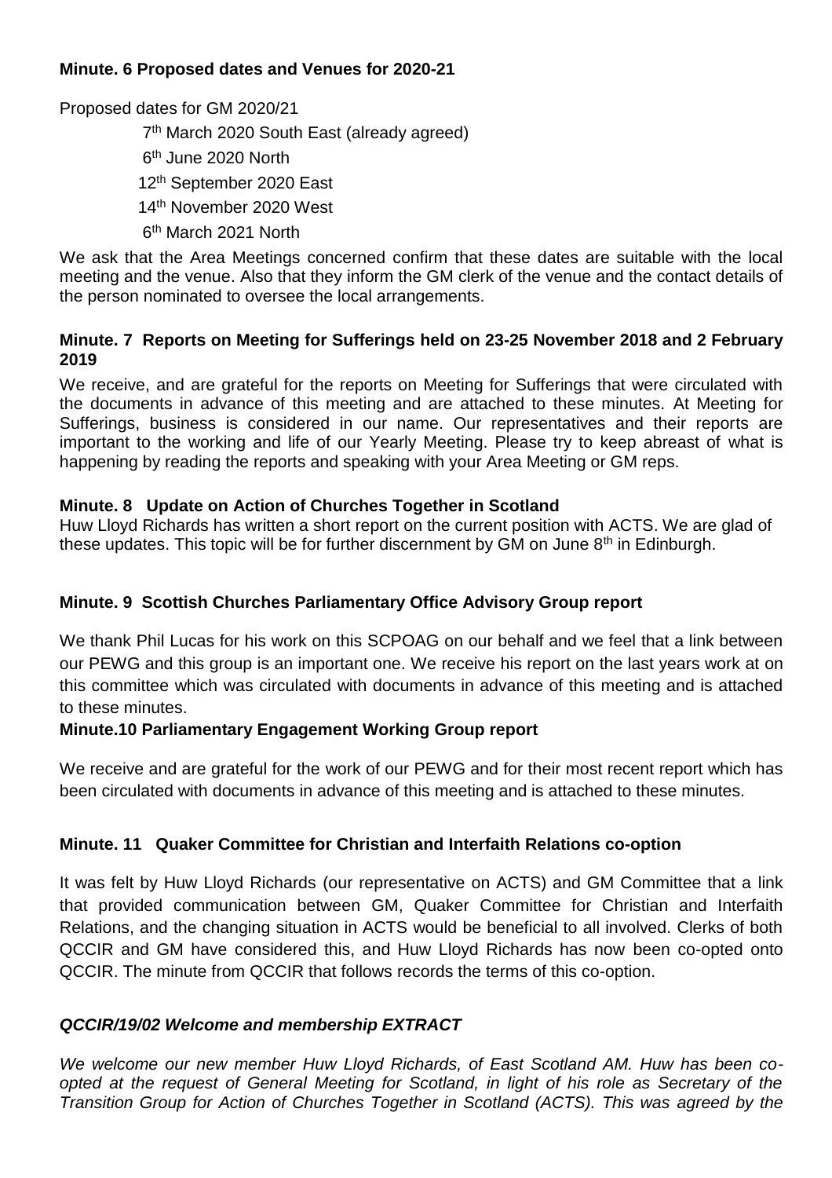**Minute. 6 Proposed dates and Venues for 2020-21**

Proposed dates for GM 2020/21

7th March 2020 South East (already agreed)
6th June 2020 North
12th September 2020 East
14th November 2020 West
6th March 2021 North

We ask that the Area Meetings concerned confirm that these dates are suitable with the local meeting and the venue. Also that they inform the GM clerk of the venue and the contact details of the person nominated to oversee the local arrangements.

**Minute. 7 Reports on Meeting for Sufferings held on 23-25 November 2018 and 2 February 2019**

We receive, and are grateful for the reports on Meeting for Sufferings that were circulated with the documents in advance of this meeting and are attached to these minutes. At Meeting for Sufferings, business is considered in our name. Our representatives and their reports are important to the working and life of our Yearly Meeting. Please try to keep abreast of what is happening by reading the reports and speaking with your Area Meeting or GM reps.

**Minute. 8 Update on Action of Churches Together in Scotland**

Huw Lloyd Richards has written a short report on the current position with ACTS. We are glad of these updates. This topic will be for further discernment by GM on June 8th in Edinburgh.

**Minute. 9 Scottish Churches Parliamentary Office Advisory Group report**

We thank Phil Lucas for his work on this SCPOAG on our behalf and we feel that a link between our PEWG and this group is an important one. We receive his report on the last years work at on this committee which was circulated with documents in advance of this meeting and is attached to these minutes.

**Minute.10 Parliamentary Engagement Working Group report**

We receive and are grateful for the work of our PEWG and for their most recent report which has been circulated with documents in advance of this meeting and is attached to these minutes.

**Minute. 11 Quaker Committee for Christian and Interfaith Relations co-option**

It was felt by Huw Lloyd Richards (our representative on ACTS) and GM Committee that a link that provided communication between GM, Quaker Committee for Christian and Interfaith Relations, and the changing situation in ACTS would be beneficial to all involved. Clerks of both QCCIR and GM have considered this, and Huw Lloyd Richards has now been co-opted onto QCCIR. The minute from QCCIR that follows records the terms of this co-option.

***QCCIR/19/02 Welcome and membership EXTRACT***

*We welcome our new member Huw Lloyd Richards, of East Scotland AM. Huw has been co-opted at the request of General Meeting for Scotland, in light of his role as Secretary of the Transition Group for Action of Churches Together in Scotland (ACTS). This was agreed by the*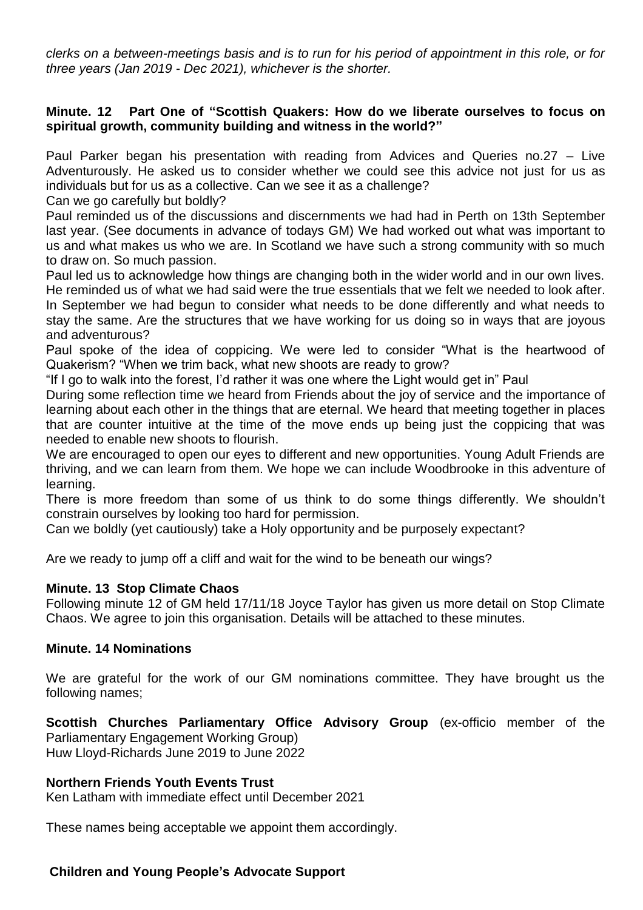*clerks on a between-meetings basis and is to run for his period of appointment in this role, or for three years (Jan 2019 - Dec 2021), whichever is the shorter.*

**Minute. 12 Part One of "Scottish Quakers: How do we liberate ourselves to focus on spiritual growth, community building and witness in the world?"**

Paul Parker began his presentation with reading from Advices and Queries no.27 – Live Adventurously. He asked us to consider whether we could see this advice not just for us as individuals but for us as a collective. Can we see it as a challenge?

Can we go carefully but boldly?

Paul reminded us of the discussions and discernments we had had in Perth on 13th September last year. (See documents in advance of todays GM) We had worked out what was important to us and what makes us who we are. In Scotland we have such a strong community with so much to draw on. So much passion.

Paul led us to acknowledge how things are changing both in the wider world and in our own lives. He reminded us of what we had said were the true essentials that we felt we needed to look after. In September we had begun to consider what needs to be done differently and what needs to stay the same. Are the structures that we have working for us doing so in ways that are joyous and adventurous?

Paul spoke of the idea of coppicing. We were led to consider "What is the heartwood of Quakerism? "When we trim back, what new shoots are ready to grow?

"If I go to walk into the forest, I'd rather it was one where the Light would get in" Paul

During some reflection time we heard from Friends about the joy of service and the importance of learning about each other in the things that are eternal. We heard that meeting together in places that are counter intuitive at the time of the move ends up being just the coppicing that was needed to enable new shoots to flourish.

We are encouraged to open our eyes to different and new opportunities. Young Adult Friends are thriving, and we can learn from them. We hope we can include Woodbrooke in this adventure of learning.

There is more freedom than some of us think to do some things differently. We shouldn't constrain ourselves by looking too hard for permission.

Can we boldly (yet cautiously) take a Holy opportunity and be purposely expectant?

Are we ready to jump off a cliff and wait for the wind to be beneath our wings?

**Minute. 13 Stop Climate Chaos**

Following minute 12 of GM held 17/11/18 Joyce Taylor has given us more detail on Stop Climate Chaos. We agree to join this organisation. Details will be attached to these minutes.

**Minute. 14 Nominations**

We are grateful for the work of our GM nominations committee. They have brought us the following names;

**Scottish Churches Parliamentary Office Advisory Group** (ex-officio member of the Parliamentary Engagement Working Group)
Huw Lloyd-Richards June 2019 to June 2022

**Northern Friends Youth Events Trust**
Ken Latham with immediate effect until December 2021

These names being acceptable we appoint them accordingly.

**Children and Young People's Advocate Support**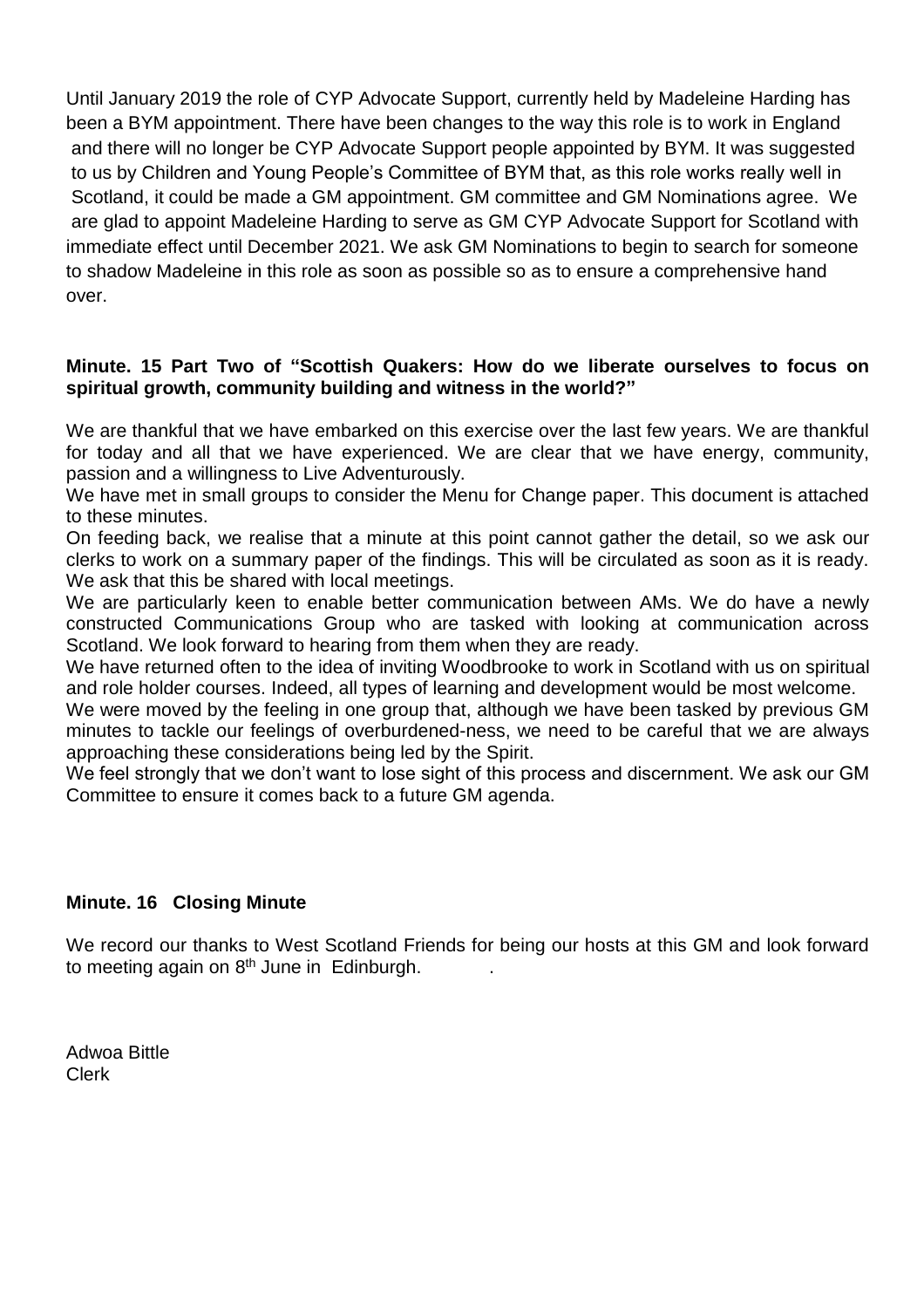Until January 2019 the role of CYP Advocate Support, currently held by Madeleine Harding has been a BYM appointment. There have been changes to the way this role is to work in England and there will no longer be CYP Advocate Support people appointed by BYM. It was suggested to us by Children and Young People's Committee of BYM that, as this role works really well in Scotland, it could be made a GM appointment. GM committee and GM Nominations agree. We are glad to appoint Madeleine Harding to serve as GM CYP Advocate Support for Scotland with immediate effect until December 2021. We ask GM Nominations to begin to search for someone to shadow Madeleine in this role as soon as possible so as to ensure a comprehensive hand over.

**Minute. 15 Part Two of "Scottish Quakers: How do we liberate ourselves to focus on spiritual growth, community building and witness in the world?"**

We are thankful that we have embarked on this exercise over the last few years. We are thankful for today and all that we have experienced. We are clear that we have energy, community, passion and a willingness to Live Adventurously.

We have met in small groups to consider the Menu for Change paper. This document is attached to these minutes.

On feeding back, we realise that a minute at this point cannot gather the detail, so we ask our clerks to work on a summary paper of the findings. This will be circulated as soon as it is ready. We ask that this be shared with local meetings.

We are particularly keen to enable better communication between AMs. We do have a newly constructed Communications Group who are tasked with looking at communication across Scotland. We look forward to hearing from them when they are ready.

We have returned often to the idea of inviting Woodbrooke to work in Scotland with us on spiritual and role holder courses. Indeed, all types of learning and development would be most welcome.

We were moved by the feeling in one group that, although we have been tasked by previous GM minutes to tackle our feelings of overburdened-ness, we need to be careful that we are always approaching these considerations being led by the Spirit.

We feel strongly that we don't want to lose sight of this process and discernment. We ask our GM Committee to ensure it comes back to a future GM agenda.

**Minute. 16 Closing Minute**

We record our thanks to West Scotland Friends for being our hosts at this GM and look forward to meeting again on 8th June in Edinburgh.

Adwoa Bittle
Clerk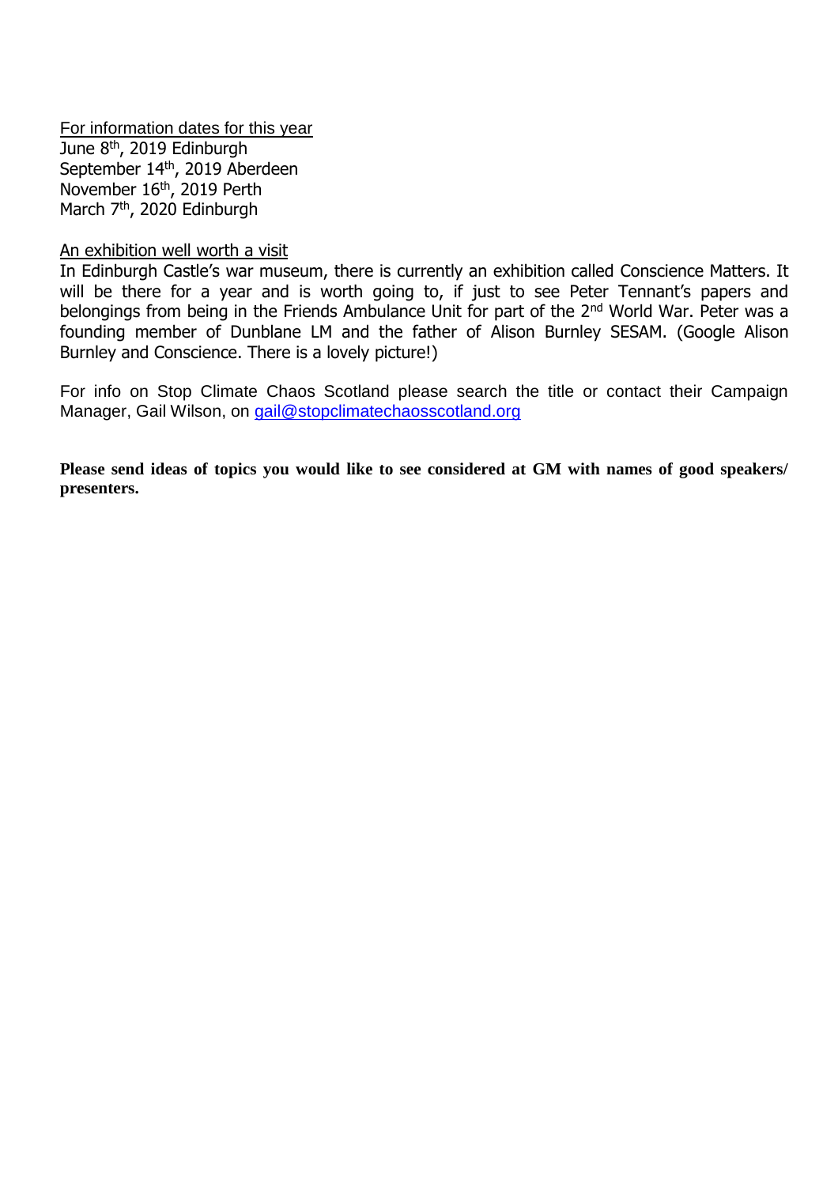<u>For information dates for this year</u>

June 8th, 2019 Edinburgh
September 14th, 2019 Aberdeen
November 16th, 2019 Perth
March 7th, 2020 Edinburgh

<u>An exhibition well worth a visit</u>

In Edinburgh Castle's war museum, there is currently an exhibition called Conscience Matters. It will be there for a year and is worth going to, if just to see Peter Tennant's papers and belongings from being in the Friends Ambulance Unit for part of the 2nd World War. Peter was a founding member of Dunblane LM and the father of Alison Burnley SESAM. (Google Alison Burnley and Conscience. There is a lovely picture!)

For info on Stop Climate Chaos Scotland please search the title or contact their Campaign Manager, Gail Wilson, on gail@stopclimatechaosscotland.org

**Please send ideas of topics you would like to see considered at GM with names of good speakers/ presenters.**